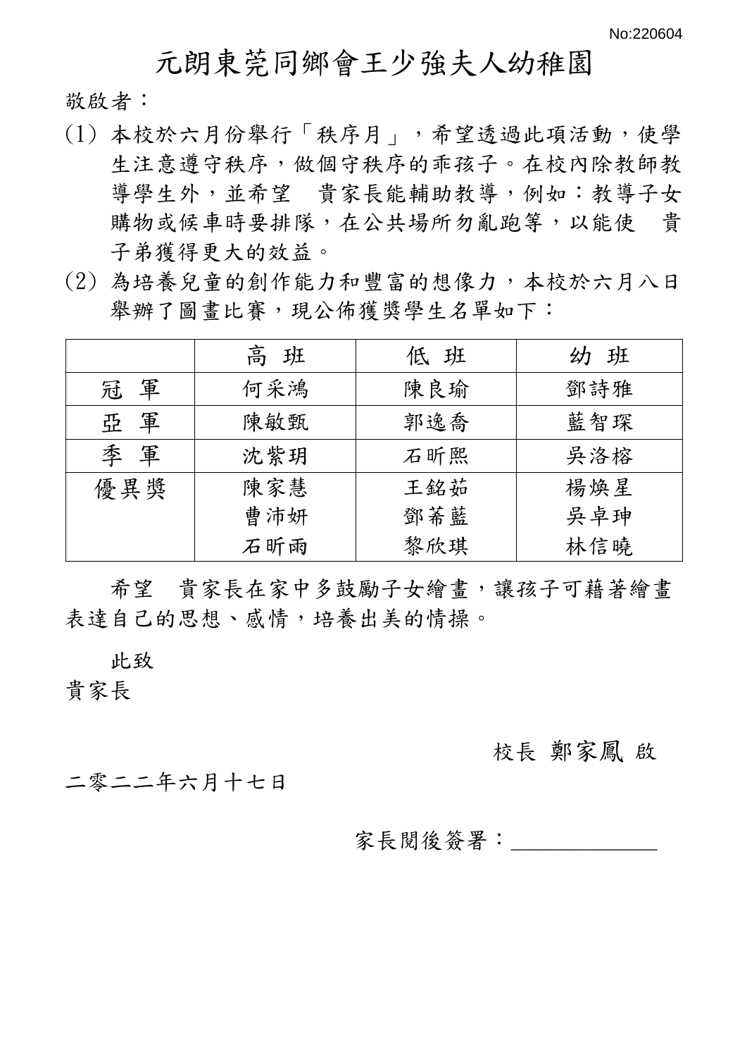No:220604

# 元朗東莞同鄉會王少強夫人幼稚園

敬啟者：

(1) 本校於六月份舉行「秩序月」，希望透過此項活動，使學生注意遵守秩序，做個守秩序的乖孩子。在校內除教師教導學生外，並希望　貴家長能輔助教導，例如：教導子女購物或候車時要排隊，在公共場所勿亂跑等，以能使　貴子弟獲得更大的效益。

(2) 為培養兒童的創作能力和豐富的想像力，本校於六月八日舉辦了圖畫比賽，現公佈獲獎學生名單如下：

| | 高 班 | 低 班 | 幼 班 |
|---|---|---|---|
| 冠 軍 | 何采鴻 | 陳良瑜 | 鄧詩雅 |
| 亞 軍 | 陳敏甄 | 郭逸喬 | 藍智琛 |
| 季 軍 | 沈紫玥 | 石昕熙 | 吳洛榕 |
| 優異獎 | 陳家慧<br>曹沛妍<br>石昕雨 | 王銘茹<br>鄧莃藍<br>黎欣琪 | 楊煥星<br>吳卓珅<br>林信曉 |

希望　貴家長在家中多鼓勵子女繪畫，讓孩子可藉著繪畫表達自己的思想、感情，培養出美的情操。

此致

貴家長

校長 鄭家鳳 啟

二零二二年六月十七日

家長閱後簽署：______________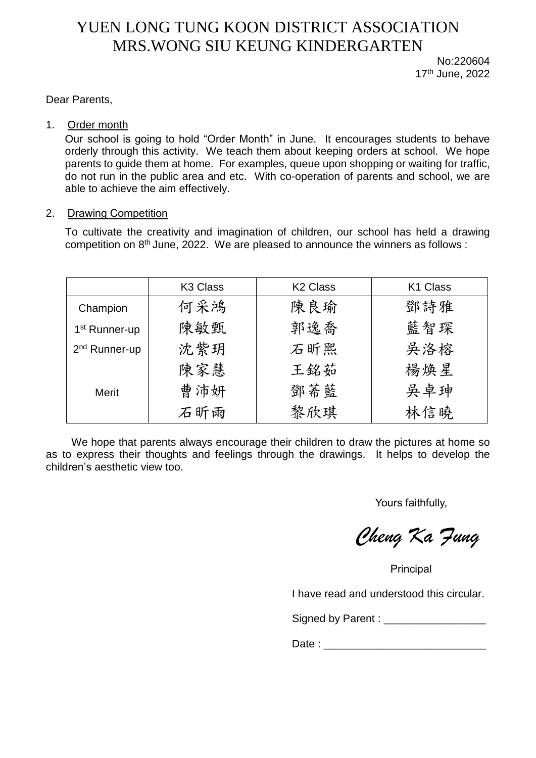# YUEN LONG TUNG KOON DISTRICT ASSOCIATION MRS.WONG SIU KEUNG KINDERGARTEN

No:220604
17th June, 2022

Dear Parents,

1. Order month

   Our school is going to hold "Order Month" in June. It encourages students to behave orderly through this activity. We teach them about keeping orders at school. We hope parents to guide them at home. For examples, queue upon shopping or waiting for traffic, do not run in the public area and etc. With co-operation of parents and school, we are able to achieve the aim effectively.

2. Drawing Competition

   To cultivate the creativity and imagination of children, our school has held a drawing competition on 8th June, 2022. We are pleased to announce the winners as follows :

| | K3 Class | K2 Class | K1 Class |
|---|---|---|---|
| Champion | 何采鴻 | 陳良瑜 | 鄧詩雅 |
| 1st Runner-up | 陳敏甄 | 郭逸喬 | 藍智琛 |
| 2nd Runner-up | 沈紫玥 | 石昕熙 | 吳洛榕 |
| Merit | 陳家慧 | 王銘茹 | 楊煥星 |
| | 曹沛妍 | 鄧莃藍 | 吳卓珅 |
| | 石昕雨 | 黎欣琪 | 林信曉 |

We hope that parents always encourage their children to draw the pictures at home so as to express their thoughts and feelings through the drawings. It helps to develop the children's aesthetic view too.

Yours faithfully,

*Cheng Ka Fung*

Principal

I have read and understood this circular.

Signed by Parent : _________________

Date : ___________________________